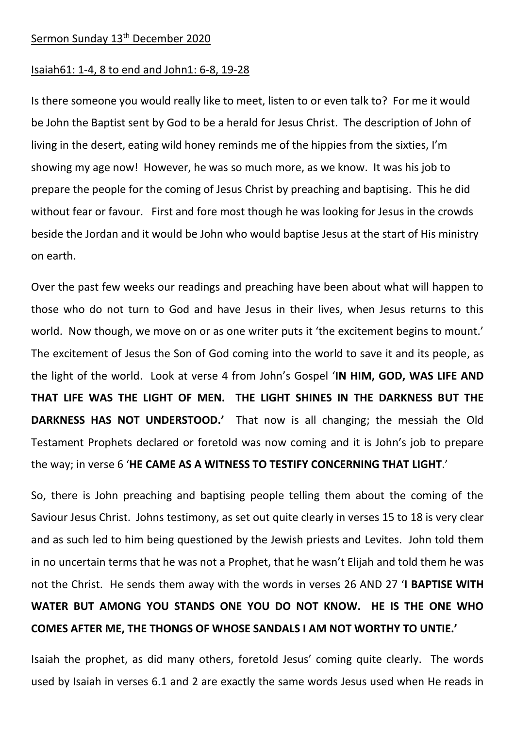Sermon Sunday 13th December 2020

Isaiah61: 1-4, 8 to end and John1: 6-8, 19-28

Is there someone you would really like to meet, listen to or even talk to? For me it would be John the Baptist sent by God to be a herald for Jesus Christ. The description of John of living in the desert, eating wild honey reminds me of the hippies from the sixties, I'm showing my age now! However, he was so much more, as we know. It was his job to prepare the people for the coming of Jesus Christ by preaching and baptising. This he did without fear or favour. First and fore most though he was looking for Jesus in the crowds beside the Jordan and it would be John who would baptise Jesus at the start of His ministry on earth.

Over the past few weeks our readings and preaching have been about what will happen to those who do not turn to God and have Jesus in their lives, when Jesus returns to this world. Now though, we move on or as one writer puts it 'the excitement begins to mount.' The excitement of Jesus the Son of God coming into the world to save it and its people, as the light of the world. Look at verse 4 from John's Gospel '**IN HIM, GOD, WAS LIFE AND THAT LIFE WAS THE LIGHT OF MEN. THE LIGHT SHINES IN THE DARKNESS BUT THE DARKNESS HAS NOT UNDERSTOOD.'** That now is all changing; the messiah the Old Testament Prophets declared or foretold was now coming and it is John's job to prepare the way; in verse 6 '**HE CAME AS A WITNESS TO TESTIFY CONCERNING THAT LIGHT**.'

So, there is John preaching and baptising people telling them about the coming of the Saviour Jesus Christ. Johns testimony, as set out quite clearly in verses 15 to 18 is very clear and as such led to him being questioned by the Jewish priests and Levites. John told them in no uncertain terms that he was not a Prophet, that he wasn't Elijah and told them he was not the Christ. He sends them away with the words in verses 26 AND 27 '**I BAPTISE WITH WATER BUT AMONG YOU STANDS ONE YOU DO NOT KNOW. HE IS THE ONE WHO COMES AFTER ME, THE THONGS OF WHOSE SANDALS I AM NOT WORTHY TO UNTIE.'**

Isaiah the prophet, as did many others, foretold Jesus' coming quite clearly. The words used by Isaiah in verses 6.1 and 2 are exactly the same words Jesus used when He reads in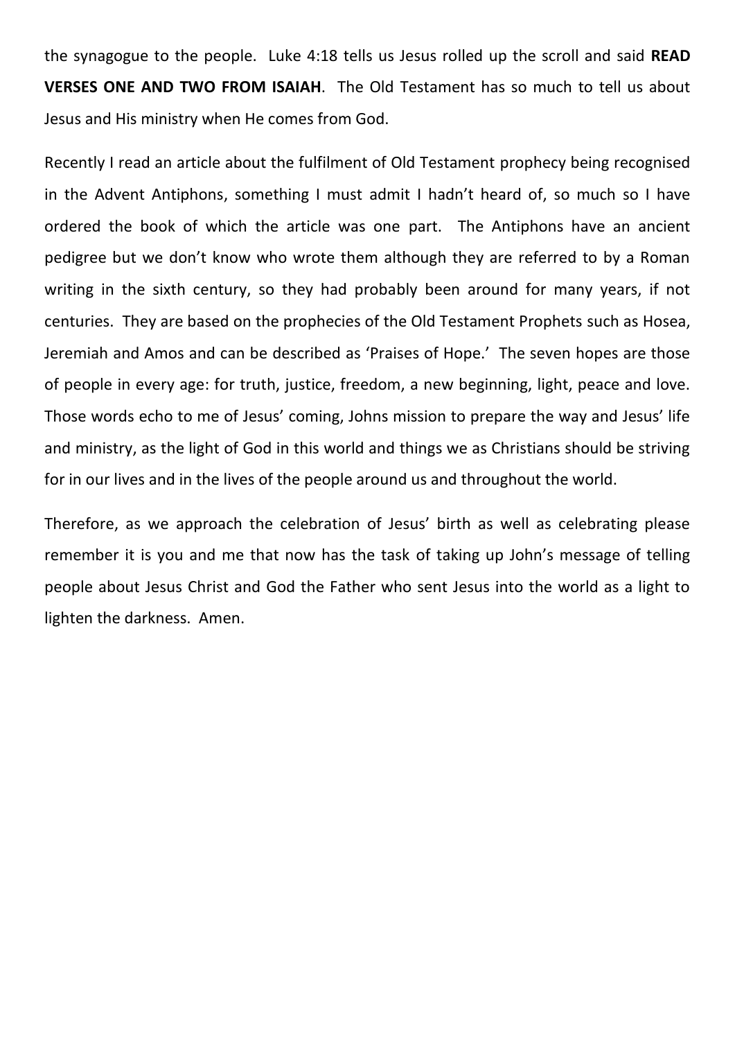the synagogue to the people. Luke 4:18 tells us Jesus rolled up the scroll and said **READ VERSES ONE AND TWO FROM ISAIAH**. The Old Testament has so much to tell us about Jesus and His ministry when He comes from God.

Recently I read an article about the fulfilment of Old Testament prophecy being recognised in the Advent Antiphons, something I must admit I hadn't heard of, so much so I have ordered the book of which the article was one part. The Antiphons have an ancient pedigree but we don't know who wrote them although they are referred to by a Roman writing in the sixth century, so they had probably been around for many years, if not centuries. They are based on the prophecies of the Old Testament Prophets such as Hosea, Jeremiah and Amos and can be described as 'Praises of Hope.' The seven hopes are those of people in every age: for truth, justice, freedom, a new beginning, light, peace and love. Those words echo to me of Jesus' coming, Johns mission to prepare the way and Jesus' life and ministry, as the light of God in this world and things we as Christians should be striving for in our lives and in the lives of the people around us and throughout the world.

Therefore, as we approach the celebration of Jesus' birth as well as celebrating please remember it is you and me that now has the task of taking up John's message of telling people about Jesus Christ and God the Father who sent Jesus into the world as a light to lighten the darkness. Amen.